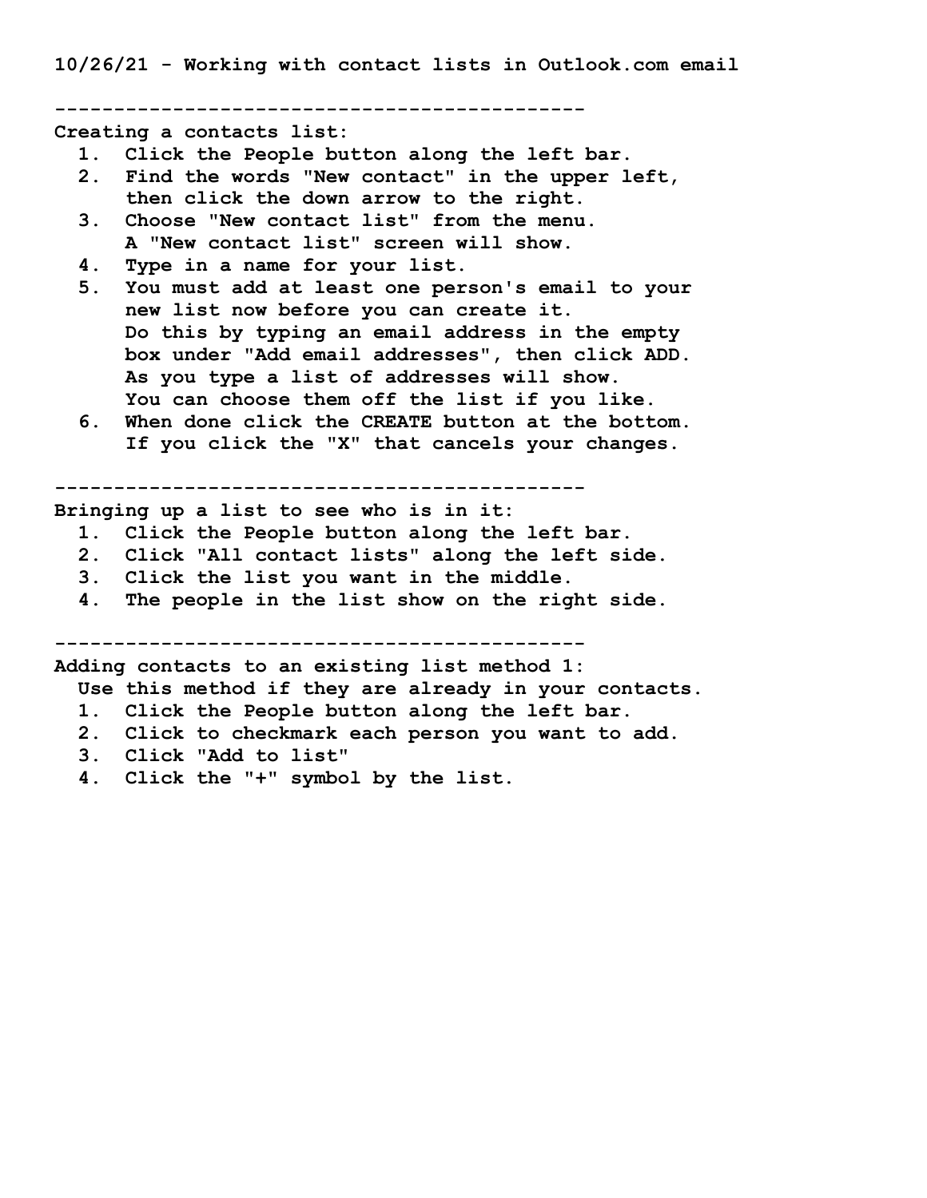**10/26/21 - Working with contact lists in Outlook.com email**

---

**Creating a contacts list:**

1. Click the People button along the left bar.
2. Find the words "New contact" in the upper left, then click the down arrow to the right.
3. Choose "New contact list" from the menu. A "New contact list" screen will show.
4. Type in a name for your list.
5. You must add at least one person's email to your new list now before you can create it. Do this by typing an email address in the empty box under "Add email addresses", then click ADD. As you type a list of addresses will show. You can choose them off the list if you like.
6. When done click the CREATE button at the bottom. If you click the "X" that cancels your changes.

---

**Bringing up a list to see who is in it:**

1. Click the People button along the left bar.
2. Click "All contact lists" along the left side.
3. Click the list you want in the middle.
4. The people in the list show on the right side.

---

**Adding contacts to an existing list method 1:**

Use this method if they are already in your contacts.

1. Click the People button along the left bar.
2. Click to checkmark each person you want to add.
3. Click "Add to list"
4. Click the "+" symbol by the list.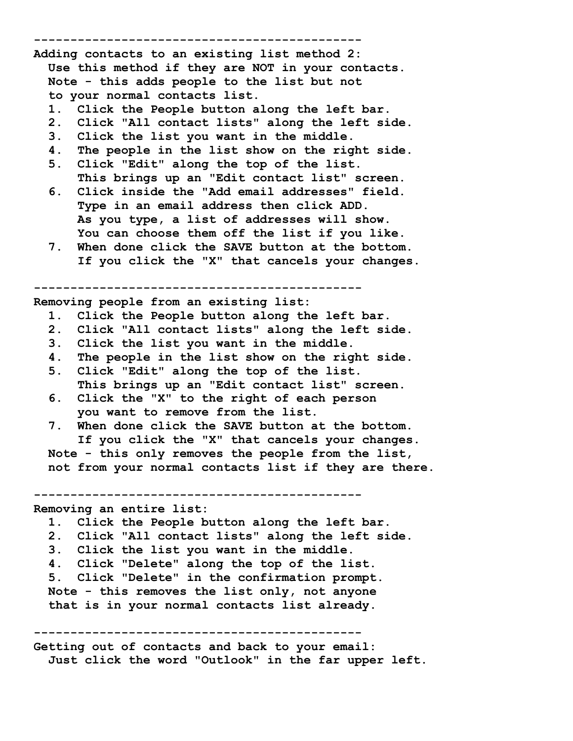---

**Adding contacts to an existing list method 2:**

Use this method if they are NOT in your contacts.
Note - this adds people to the list but not
to your normal contacts list.

1. Click the People button along the left bar.
2. Click "All contact lists" along the left side.
3. Click the list you want in the middle.
4. The people in the list show on the right side.
5. Click "Edit" along the top of the list.
   This brings up an "Edit contact list" screen.
6. Click inside the "Add email addresses" field.
   Type in an email address then click ADD.
   As you type, a list of addresses will show.
   You can choose them off the list if you like.
7. When done click the SAVE button at the bottom.
   If you click the "X" that cancels your changes.

---

**Removing people from an existing list:**

1. Click the People button along the left bar.
2. Click "All contact lists" along the left side.
3. Click the list you want in the middle.
4. The people in the list show on the right side.
5. Click "Edit" along the top of the list.
   This brings up an "Edit contact list" screen.
6. Click the "X" to the right of each person
   you want to remove from the list.
7. When done click the SAVE button at the bottom.
   If you click the "X" that cancels your changes.

Note - this only removes the people from the list,
not from your normal contacts list if they are there.

---

**Removing an entire list:**

1. Click the People button along the left bar.
2. Click "All contact lists" along the left side.
3. Click the list you want in the middle.
4. Click "Delete" along the top of the list.
5. Click "Delete" in the confirmation prompt.

Note - this removes the list only, not anyone
that is in your normal contacts list already.

---

**Getting out of contacts and back to your email:**

Just click the word "Outlook" in the far upper left.